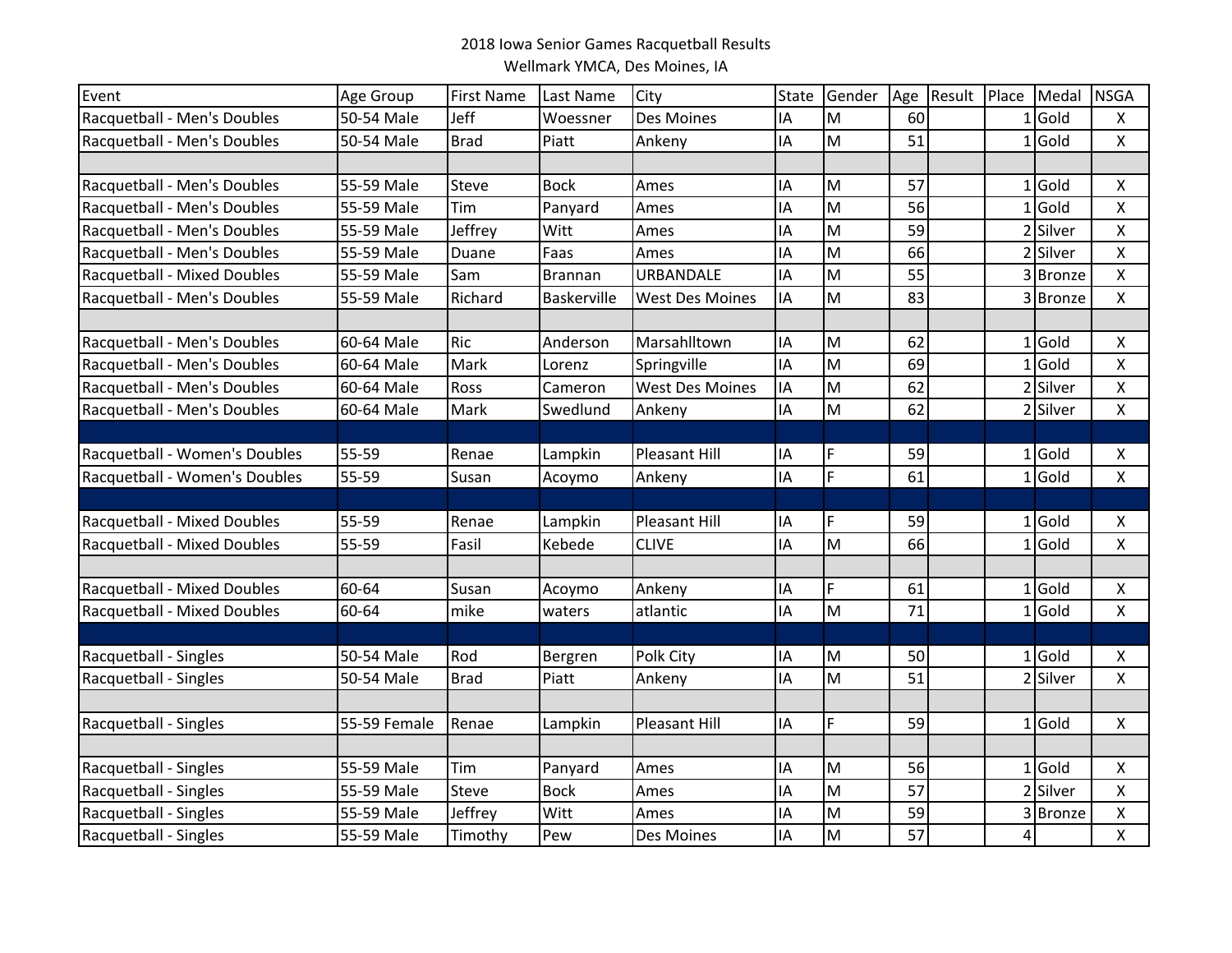2018 Iowa Senior Games Racquetball Results
Wellmark YMCA, Des Moines, IA

| Event | Age Group | First Name | Last Name | City | State | Gender | Age | Result | Place | Medal | NSGA |
|---|---|---|---|---|---|---|---|---|---|---|---|
| Racquetball - Men's Doubles | 50-54 Male | Jeff | Woessner | Des Moines | IA | M | 60 | | 1 | Gold | X |
| Racquetball - Men's Doubles | 50-54 Male | Brad | Piatt | Ankeny | IA | M | 51 | | 1 | Gold | X |
| | | | | | | | | | | | |
| Racquetball - Men's Doubles | 55-59 Male | Steve | Bock | Ames | IA | M | 57 | | 1 | Gold | X |
| Racquetball - Men's Doubles | 55-59 Male | Tim | Panyard | Ames | IA | M | 56 | | 1 | Gold | X |
| Racquetball - Men's Doubles | 55-59 Male | Jeffrey | Witt | Ames | IA | M | 59 | | 2 | Silver | X |
| Racquetball - Men's Doubles | 55-59 Male | Duane | Faas | Ames | IA | M | 66 | | 2 | Silver | X |
| Racquetball - Mixed Doubles | 55-59 Male | Sam | Brannan | URBANDALE | IA | M | 55 | | 3 | Bronze | X |
| Racquetball - Men's Doubles | 55-59 Male | Richard | Baskerville | West Des Moines | IA | M | 83 | | 3 | Bronze | X |
| | | | | | | | | | | | |
| Racquetball - Men's Doubles | 60-64 Male | Ric | Anderson | Marsahlltown | IA | M | 62 | | 1 | Gold | X |
| Racquetball - Men's Doubles | 60-64 Male | Mark | Lorenz | Springville | IA | M | 69 | | 1 | Gold | X |
| Racquetball - Men's Doubles | 60-64 Male | Ross | Cameron | West Des Moines | IA | M | 62 | | 2 | Silver | X |
| Racquetball - Men's Doubles | 60-64 Male | Mark | Swedlund | Ankeny | IA | M | 62 | | 2 | Silver | X |
| | | | | | | | | | | | |
| Racquetball - Women's Doubles | 55-59 | Renae | Lampkin | Pleasant Hill | IA | F | 59 | | 1 | Gold | X |
| Racquetball - Women's Doubles | 55-59 | Susan | Acoymo | Ankeny | IA | F | 61 | | 1 | Gold | X |
| | | | | | | | | | | | |
| Racquetball - Mixed Doubles | 55-59 | Renae | Lampkin | Pleasant Hill | IA | F | 59 | | 1 | Gold | X |
| Racquetball - Mixed Doubles | 55-59 | Fasil | Kebede | CLIVE | IA | M | 66 | | 1 | Gold | X |
| | | | | | | | | | | | |
| Racquetball - Mixed Doubles | 60-64 | Susan | Acoymo | Ankeny | IA | F | 61 | | 1 | Gold | X |
| Racquetball - Mixed Doubles | 60-64 | mike | waters | atlantic | IA | M | 71 | | 1 | Gold | X |
| | | | | | | | | | | | |
| Racquetball - Singles | 50-54 Male | Rod | Bergren | Polk City | IA | M | 50 | | 1 | Gold | X |
| Racquetball - Singles | 50-54 Male | Brad | Piatt | Ankeny | IA | M | 51 | | 2 | Silver | X |
| | | | | | | | | | | | |
| Racquetball - Singles | 55-59 Female | Renae | Lampkin | Pleasant Hill | IA | F | 59 | | 1 | Gold | X |
| | | | | | | | | | | | |
| Racquetball - Singles | 55-59 Male | Tim | Panyard | Ames | IA | M | 56 | | 1 | Gold | X |
| Racquetball - Singles | 55-59 Male | Steve | Bock | Ames | IA | M | 57 | | 2 | Silver | X |
| Racquetball - Singles | 55-59 Male | Jeffrey | Witt | Ames | IA | M | 59 | | 3 | Bronze | X |
| Racquetball - Singles | 55-59 Male | Timothy | Pew | Des Moines | IA | M | 57 | | 4 | | X |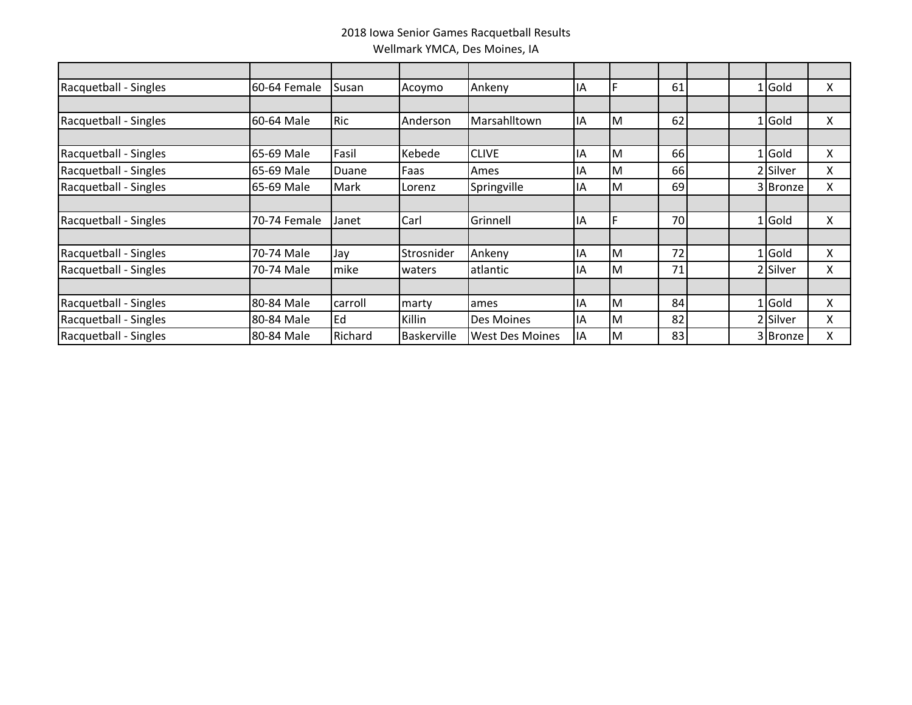2018 Iowa Senior Games Racquetball Results
Wellmark YMCA, Des Moines, IA

| | | | | | | | | | | | |
|---|---|---|---|---|---|---|---|---|---|---|---|
| | | | | | | | | | | | |
| Racquetball - Singles | 60-64 Female | Susan | Acoymo | Ankeny | IA | F | 61 | | 1 | Gold | X |
| | | | | | | | | | | | |
| Racquetball - Singles | 60-64 Male | Ric | Anderson | Marsahlltown | IA | M | 62 | | 1 | Gold | X |
| | | | | | | | | | | | |
| Racquetball - Singles | 65-69 Male | Fasil | Kebede | CLIVE | IA | M | 66 | | 1 | Gold | X |
| Racquetball - Singles | 65-69 Male | Duane | Faas | Ames | IA | M | 66 | | 2 | Silver | X |
| Racquetball - Singles | 65-69 Male | Mark | Lorenz | Springville | IA | M | 69 | | 3 | Bronze | X |
| | | | | | | | | | | | |
| Racquetball - Singles | 70-74 Female | Janet | Carl | Grinnell | IA | F | 70 | | 1 | Gold | X |
| | | | | | | | | | | | |
| Racquetball - Singles | 70-74 Male | Jay | Strosnider | Ankeny | IA | M | 72 | | 1 | Gold | X |
| Racquetball - Singles | 70-74 Male | mike | waters | atlantic | IA | M | 71 | | 2 | Silver | X |
| | | | | | | | | | | | |
| Racquetball - Singles | 80-84 Male | carroll | marty | ames | IA | M | 84 | | 1 | Gold | X |
| Racquetball - Singles | 80-84 Male | Ed | Killin | Des Moines | IA | M | 82 | | 2 | Silver | X |
| Racquetball - Singles | 80-84 Male | Richard | Baskerville | West Des Moines | IA | M | 83 | | 3 | Bronze | X |